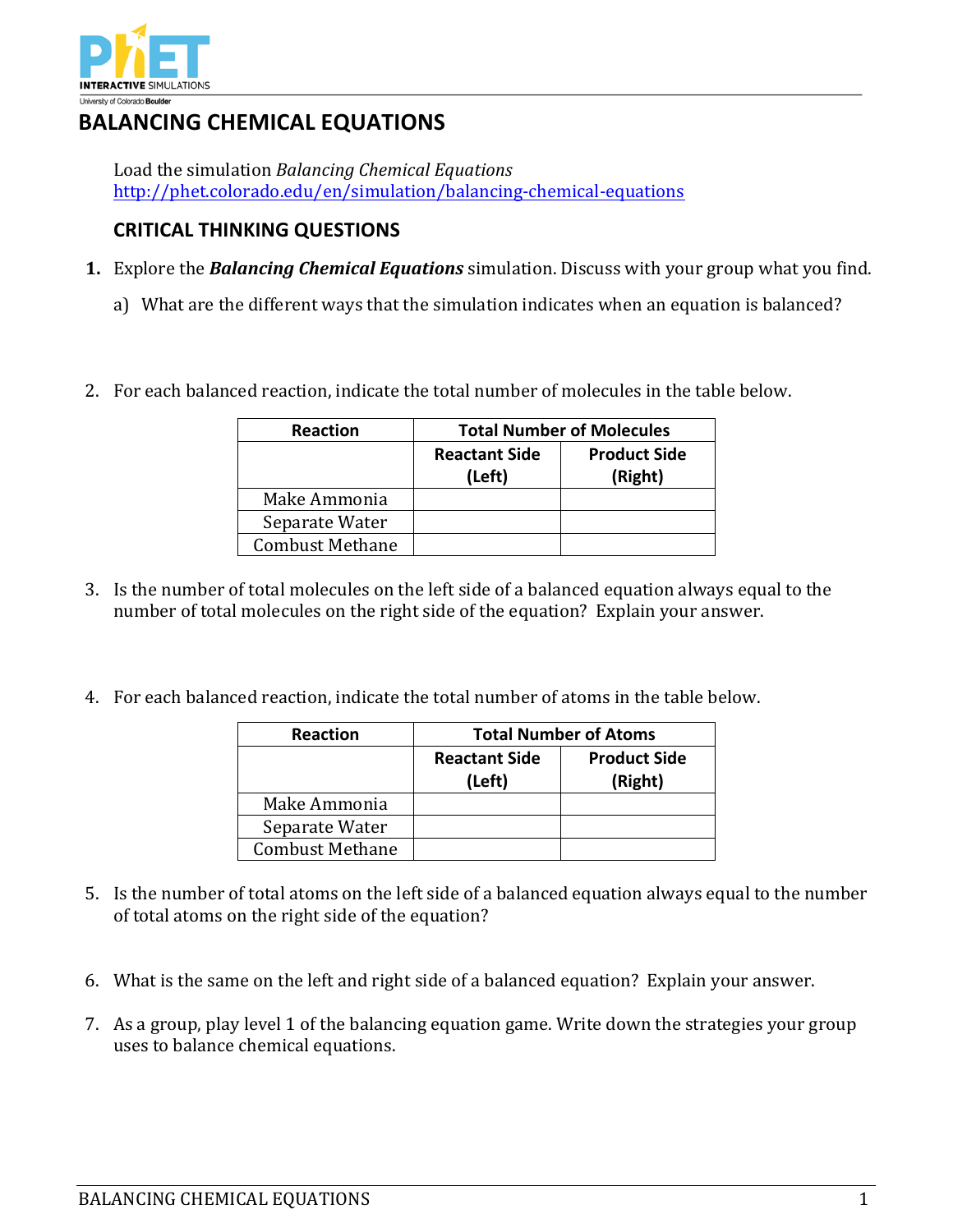# BALANCING CHEMICAL EQUATIONS

Load the simulation *Balancing Chemical Equations*
http://phet.colorado.edu/en/simulation/balancing-chemical-equations

## CRITICAL THINKING QUESTIONS

1. Explore the ***Balancing Chemical Equations*** simulation. Discuss with your group what you find.

   a) What are the different ways that the simulation indicates when an equation is balanced?

2. For each balanced reaction, indicate the total number of molecules in the table below.

| Reaction | Total Number of Molecules | |
|---|---|---|
| | **Reactant Side (Left)** | **Product Side (Right)** |
| Make Ammonia | | |
| Separate Water | | |
| Combust Methane | | |

3. Is the number of total molecules on the left side of a balanced equation always equal to the number of total molecules on the right side of the equation? Explain your answer.

4. For each balanced reaction, indicate the total number of atoms in the table below.

| Reaction | Total Number of Atoms | |
|---|---|---|
| | **Reactant Side (Left)** | **Product Side (Right)** |
| Make Ammonia | | |
| Separate Water | | |
| Combust Methane | | |

5. Is the number of total atoms on the left side of a balanced equation always equal to the number of total atoms on the right side of the equation?

6. What is the same on the left and right side of a balanced equation? Explain your answer.

7. As a group, play level 1 of the balancing equation game. Write down the strategies your group uses to balance chemical equations.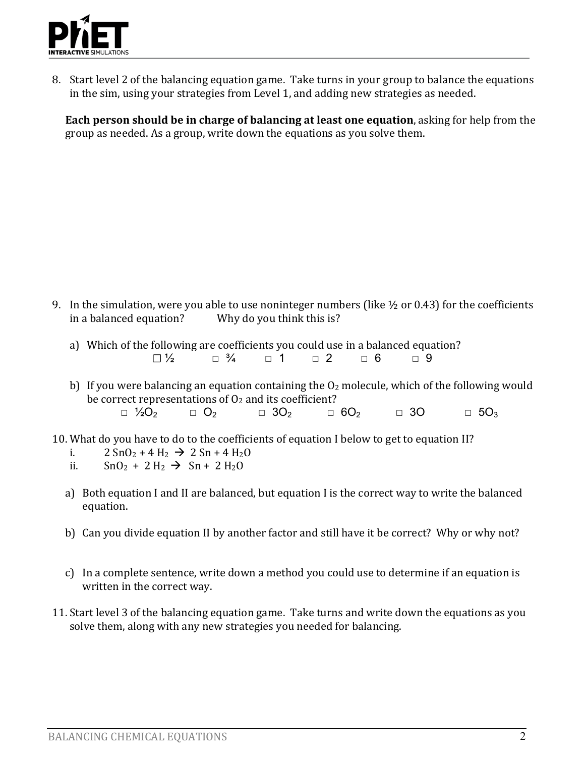8. Start level 2 of the balancing equation game. Take turns in your group to balance the equations in the sim, using your strategies from Level 1, and adding new strategies as needed.

   **Each person should be in charge of balancing at least one equation**, asking for help from the group as needed. As a group, write down the equations as you solve them.

9. In the simulation, were you able to use noninteger numbers (like ½ or 0.43) for the coefficients in a balanced equation? Why do you think this is?

   a) Which of the following are coefficients you could use in a balanced equation?

      ☐ ½ &nbsp;&nbsp; ☐ ¾ &nbsp;&nbsp; ☐ 1 &nbsp;&nbsp; ☐ 2 &nbsp;&nbsp; ☐ 6 &nbsp;&nbsp; ☐ 9

   b) If you were balancing an equation containing the $O_2$ molecule, which of the following would be correct representations of $O_2$ and its coefficient?

      ☐ $\frac{1}{2}O_2$ &nbsp;&nbsp; ☐ $O_2$ &nbsp;&nbsp; ☐ $3O_2$ &nbsp;&nbsp; ☐ $6O_2$ &nbsp;&nbsp; ☐ $3O$ &nbsp;&nbsp; ☐ $5O_3$

10. What do you have to do to the coefficients of equation I below to get to equation II?

    i. $2\ SnO_2 + 4\ H_2 \rightarrow 2\ Sn + 4\ H_2O$

    ii. $SnO_2 + 2\ H_2 \rightarrow Sn + 2\ H_2O$

    a) Both equation I and II are balanced, but equation I is the correct way to write the balanced equation.

    b) Can you divide equation II by another factor and still have it be correct? Why or why not?

    c) In a complete sentence, write down a method you could use to determine if an equation is written in the correct way.

11. Start level 3 of the balancing equation game. Take turns and write down the equations as you solve them, along with any new strategies you needed for balancing.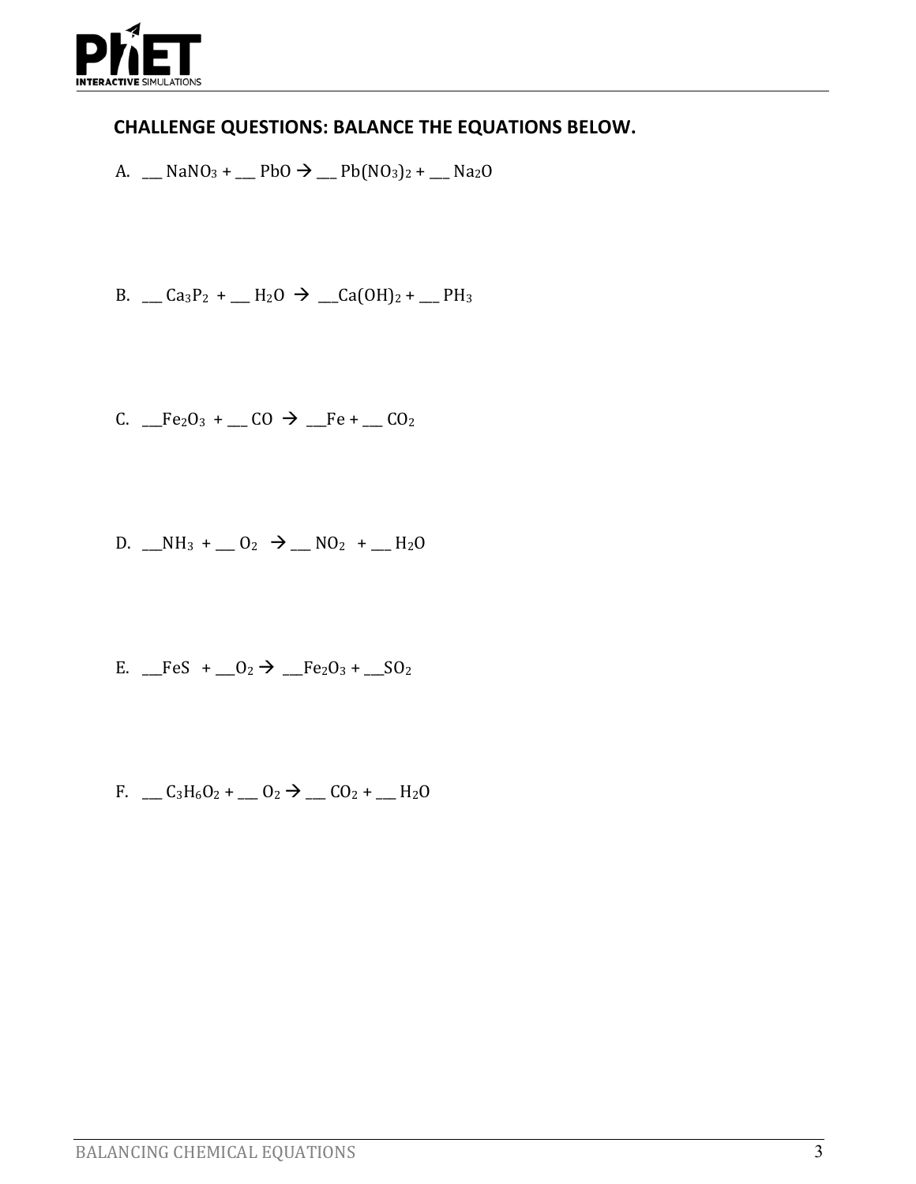## CHALLENGE QUESTIONS: BALANCE THE EQUATIONS BELOW.

A. ___ $NaNO_3$ + ___ $PbO \rightarrow$ ___ $Pb(NO_3)_2$ + ___ $Na_2O$

B. ___ $Ca_3P_2$ + ___ $H_2O \rightarrow$ ___ $Ca(OH)_2$ + ___ $PH_3$

C. ___ $Fe_2O_3$ + ___ $CO \rightarrow$ ___ $Fe$ + ___ $CO_2$

D. ___ $NH_3$ + ___ $O_2 \rightarrow$ ___ $NO_2$ + ___ $H_2O$

E. ___ $FeS$ + ___ $O_2 \rightarrow$ ___ $Fe_2O_3$ + ___ $SO_2$

F. ___ $C_3H_6O_2$ + ___ $O_2 \rightarrow$ ___ $CO_2$ + ___ $H_2O$